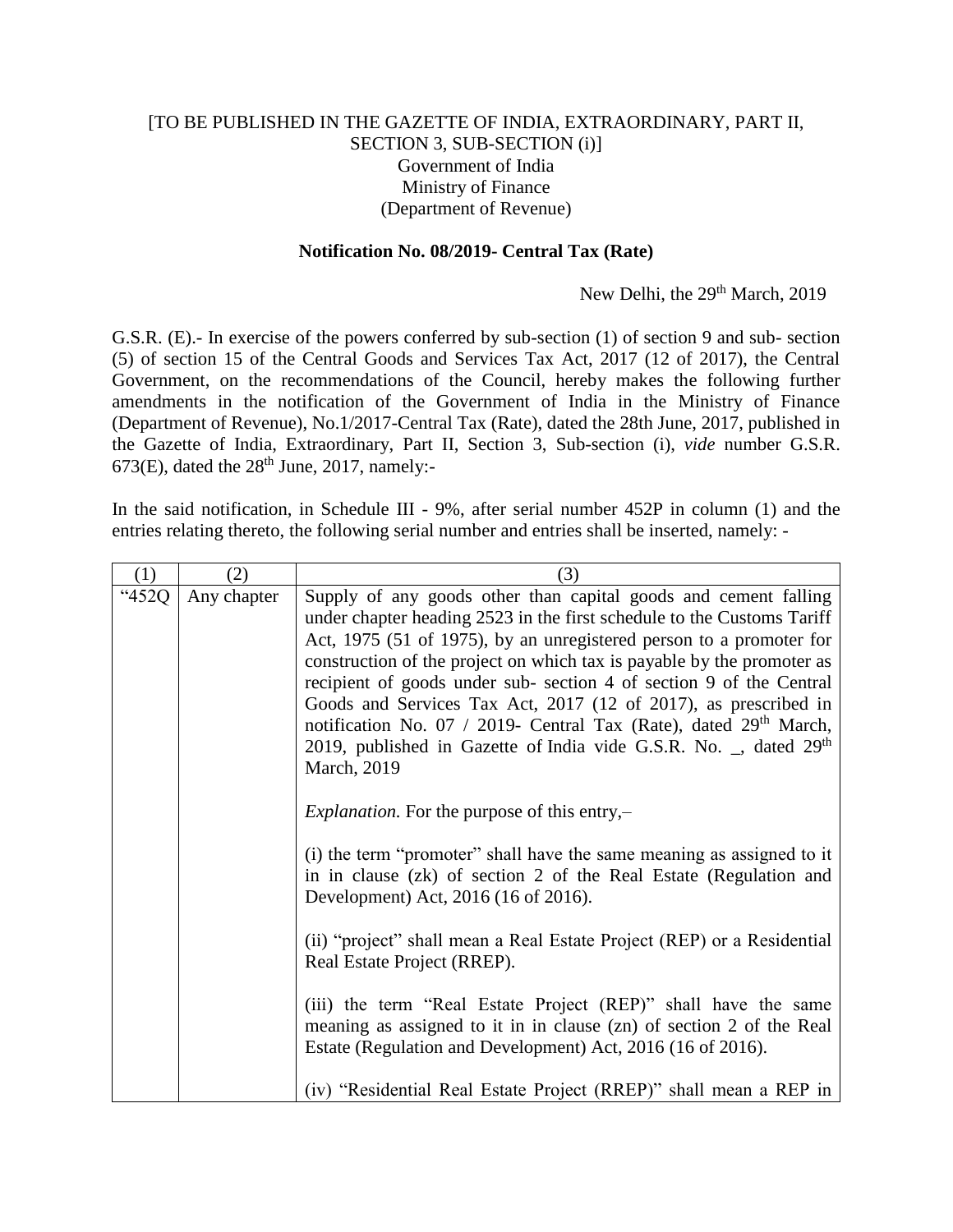[TO BE PUBLISHED IN THE GAZETTE OF INDIA, EXTRAORDINARY, PART II, SECTION 3, SUB-SECTION (i)]
Government of India
Ministry of Finance
(Department of Revenue)

**Notification No. 08/2019- Central Tax (Rate)**

New Delhi, the 29th March, 2019

G.S.R. (E).- In exercise of the powers conferred by sub-section (1) of section 9 and sub- section (5) of section 15 of the Central Goods and Services Tax Act, 2017 (12 of 2017), the Central Government, on the recommendations of the Council, hereby makes the following further amendments in the notification of the Government of India in the Ministry of Finance (Department of Revenue), No.1/2017-Central Tax (Rate), dated the 28th June, 2017, published in the Gazette of India, Extraordinary, Part II, Section 3, Sub-section (i), *vide* number G.S.R. 673(E), dated the 28th June, 2017, namely:-

In the said notification, in Schedule III - 9%, after serial number 452P in column (1) and the entries relating thereto, the following serial number and entries shall be inserted, namely: -

| (1) | (2) | (3) |
|---|---|---|
| "452Q | Any chapter | Supply of any goods other than capital goods and cement falling under chapter heading 2523 in the first schedule to the Customs Tariff Act, 1975 (51 of 1975), by an unregistered person to a promoter for construction of the project on which tax is payable by the promoter as recipient of goods under sub- section 4 of section 9 of the Central Goods and Services Tax Act, 2017 (12 of 2017), as prescribed in notification No. 07 / 2019- Central Tax (Rate), dated 29th March, 2019, published in Gazette of India vide G.S.R. No. _, dated 29th March, 2019<br><br>*Explanation.* For the purpose of this entry,–<br><br>(i) the term "promoter" shall have the same meaning as assigned to it in in clause (zk) of section 2 of the Real Estate (Regulation and Development) Act, 2016 (16 of 2016).<br><br>(ii) "project" shall mean a Real Estate Project (REP) or a Residential Real Estate Project (RREP).<br><br>(iii) the term "Real Estate Project (REP)" shall have the same meaning as assigned to it in in clause (zn) of section 2 of the Real Estate (Regulation and Development) Act, 2016 (16 of 2016).<br><br>(iv) "Residential Real Estate Project (RREP)" shall mean a REP in |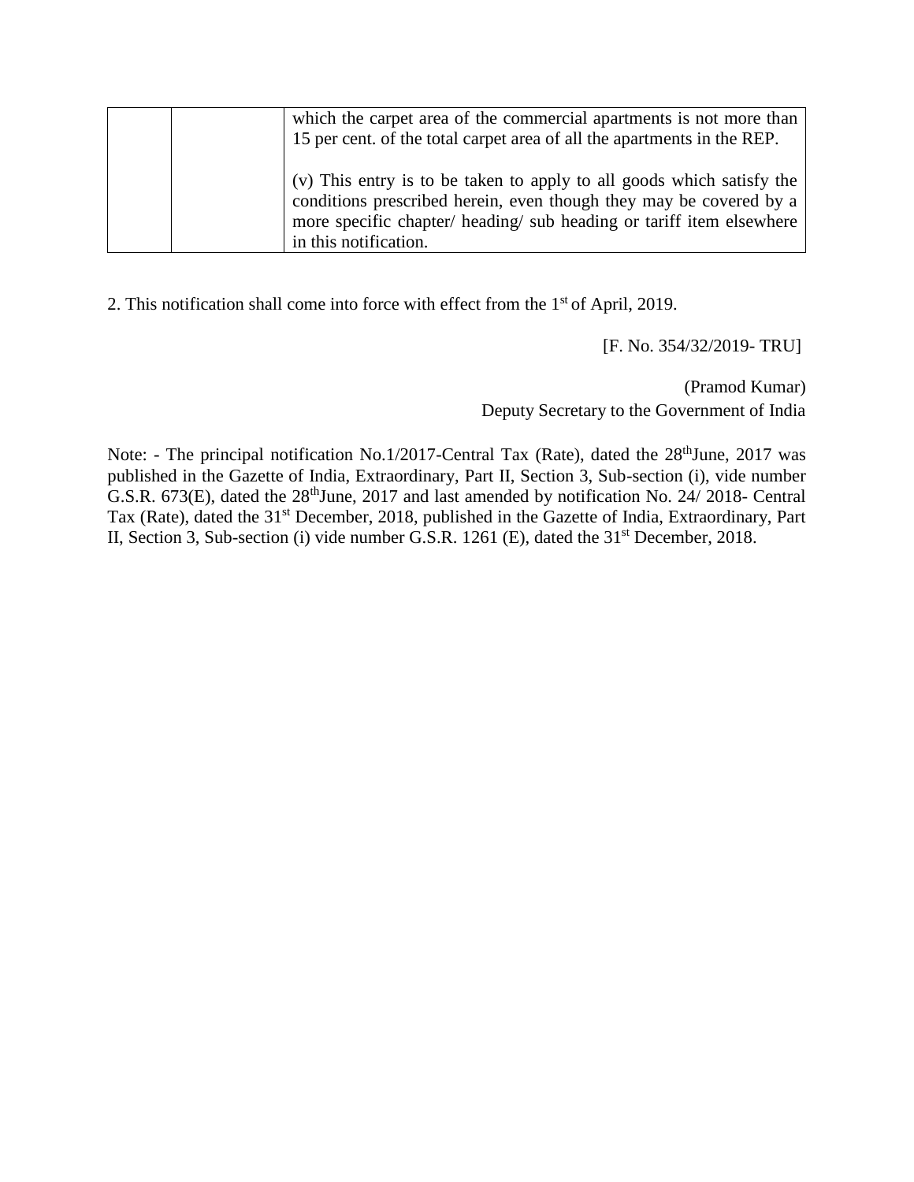| | | |
|---|---|---|
| | | which the carpet area of the commercial apartments is not more than 15 per cent. of the total carpet area of all the apartments in the REP.<br><br>(v) This entry is to be taken to apply to all goods which satisfy the conditions prescribed herein, even though they may be covered by a more specific chapter/ heading/ sub heading or tariff item elsewhere in this notification. |

2. This notification shall come into force with effect from the 1st of April, 2019.

[F. No. 354/32/2019- TRU]

(Pramod Kumar)
Deputy Secretary to the Government of India

Note: - The principal notification No.1/2017-Central Tax (Rate), dated the 28th June, 2017 was published in the Gazette of India, Extraordinary, Part II, Section 3, Sub-section (i), vide number G.S.R. 673(E), dated the 28th June, 2017 and last amended by notification No. 24/ 2018- Central Tax (Rate), dated the 31st December, 2018, published in the Gazette of India, Extraordinary, Part II, Section 3, Sub-section (i) vide number G.S.R. 1261 (E), dated the 31st December, 2018.